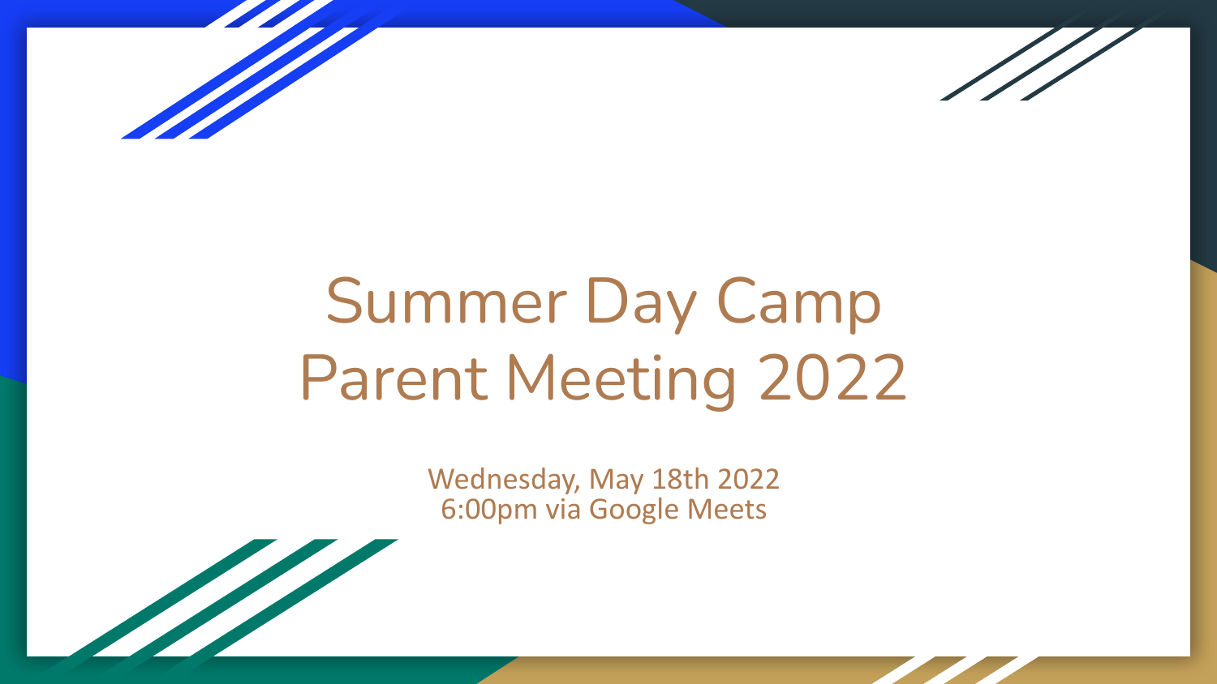# Summer Day Camp Parent Meeting 2022

Wednesday, May 18th 2022
6:00pm via Google Meets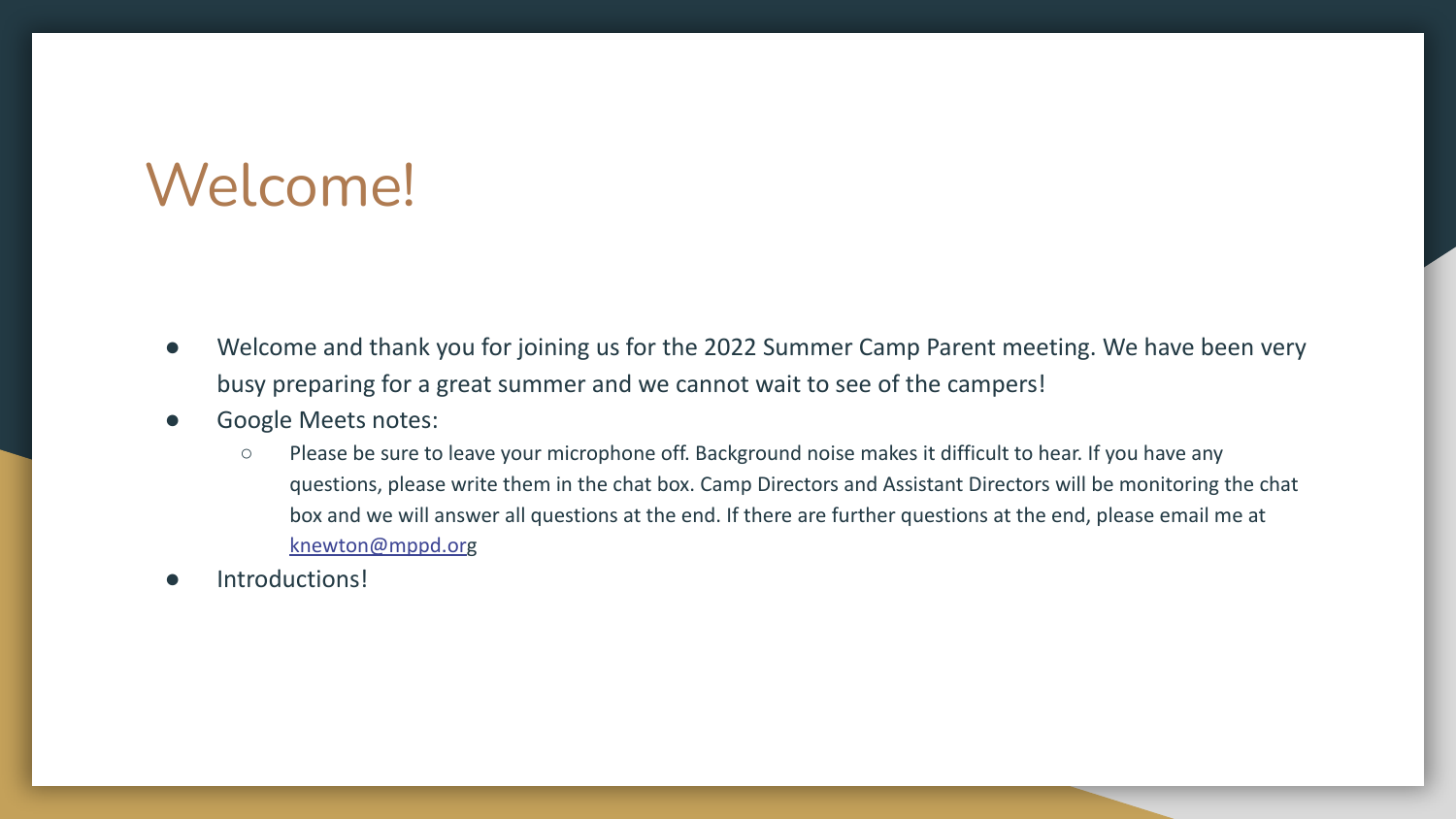# Welcome!

- Welcome and thank you for joining us for the 2022 Summer Camp Parent meeting. We have been very busy preparing for a great summer and we cannot wait to see of the campers!
- Google Meets notes:
  - Please be sure to leave your microphone off. Background noise makes it difficult to hear. If you have any questions, please write them in the chat box. Camp Directors and Assistant Directors will be monitoring the chat box and we will answer all questions at the end. If there are further questions at the end, please email me at knewton@mppd.org
- Introductions!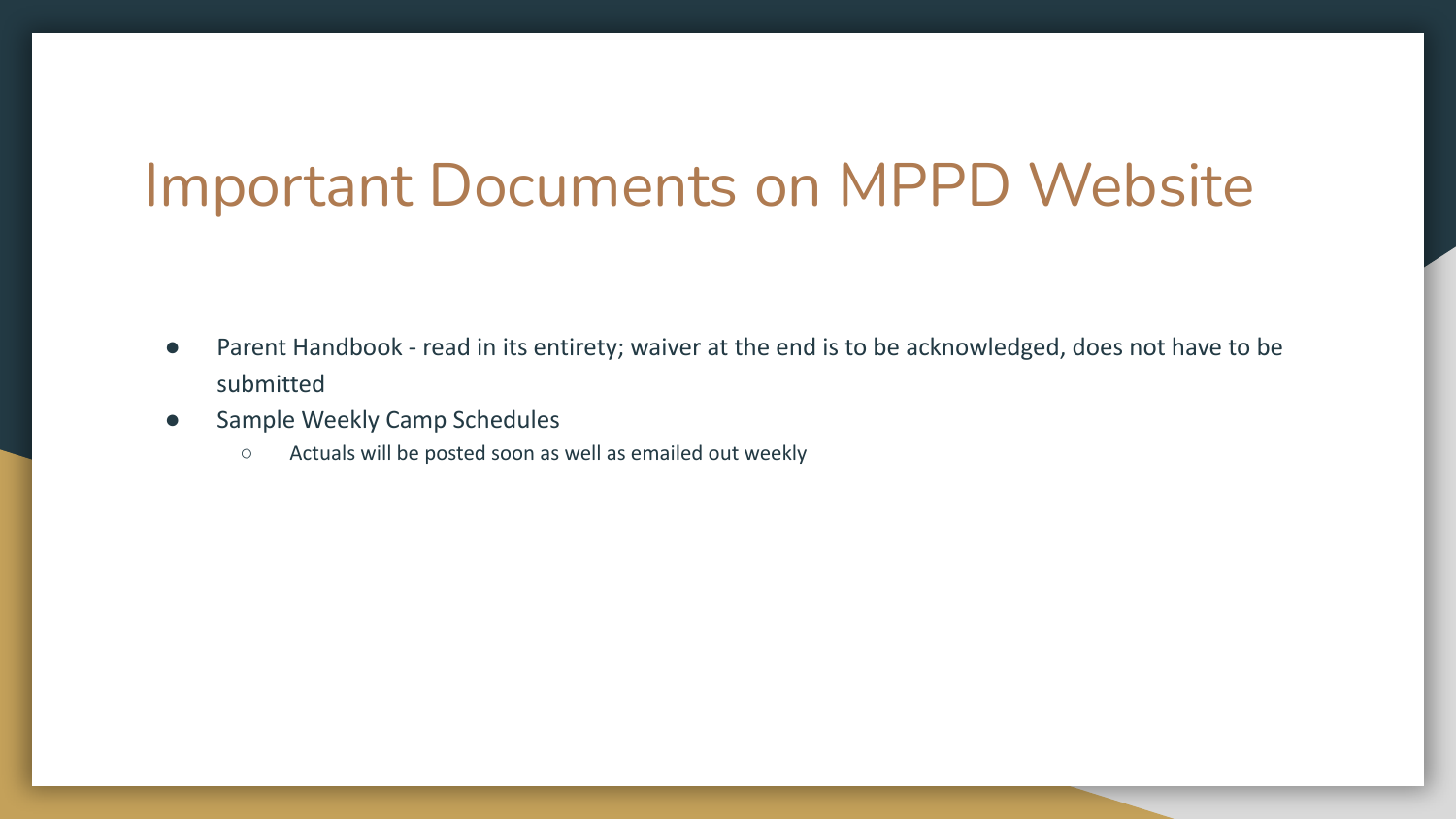# Important Documents on MPPD Website

- Parent Handbook - read in its entirety; waiver at the end is to be acknowledged, does not have to be submitted
- Sample Weekly Camp Schedules
    - Actuals will be posted soon as well as emailed out weekly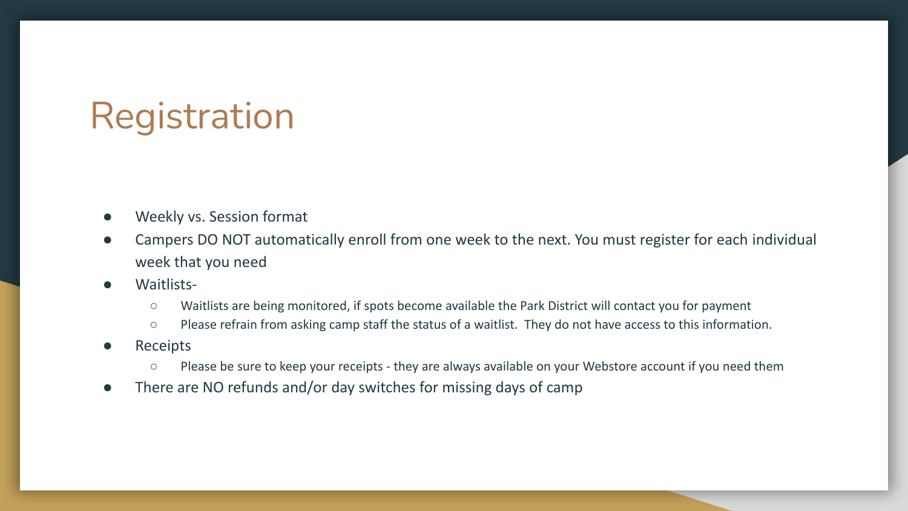# Registration

- Weekly vs. Session format
- Campers DO NOT automatically enroll from one week to the next. You must register for each individual week that you need
- Waitlists-
  - Waitlists are being monitored, if spots become available the Park District will contact you for payment
  - Please refrain from asking camp staff the status of a waitlist.  They do not have access to this information.
- Receipts
  - Please be sure to keep your receipts - they are always available on your Webstore account if you need them
- There are NO refunds and/or day switches for missing days of camp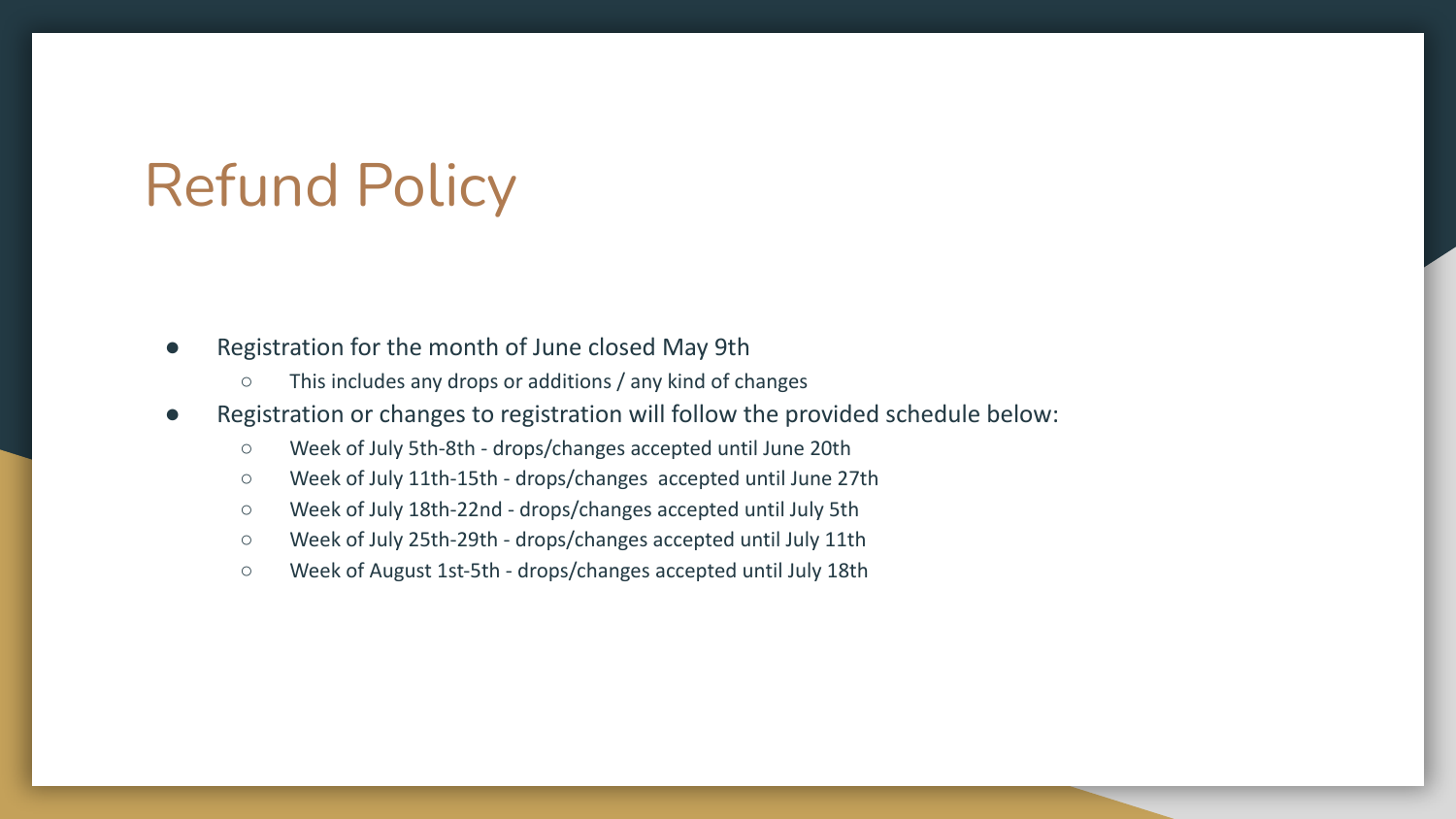# Refund Policy

- Registration for the month of June closed May 9th
  - This includes any drops or additions / any kind of changes
- Registration or changes to registration will follow the provided schedule below:
  - Week of July 5th-8th - drops/changes accepted until June 20th
  - Week of July 11th-15th - drops/changes accepted until June 27th
  - Week of July 18th-22nd - drops/changes accepted until July 5th
  - Week of July 25th-29th - drops/changes accepted until July 11th
  - Week of August 1st-5th - drops/changes accepted until July 18th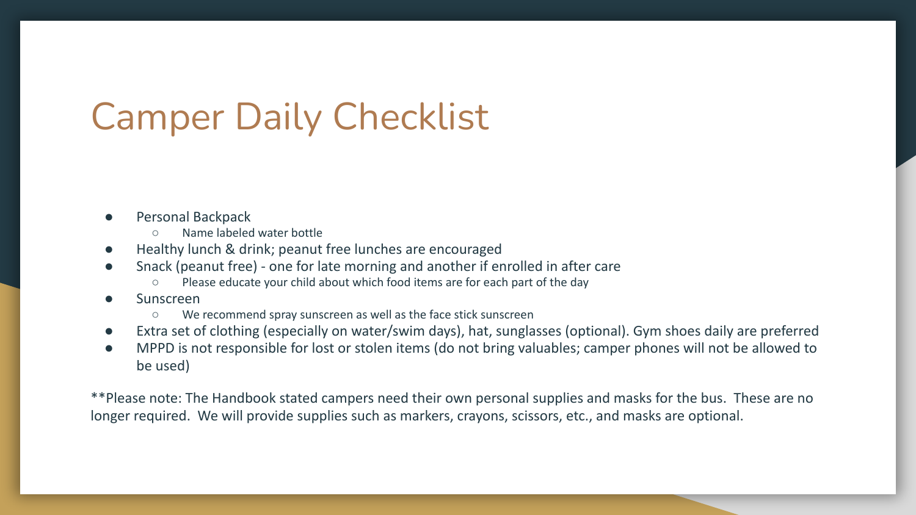# Camper Daily Checklist

- Personal Backpack
  - Name labeled water bottle
- Healthy lunch & drink; peanut free lunches are encouraged
- Snack (peanut free) - one for late morning and another if enrolled in after care
  - Please educate your child about which food items are for each part of the day
- Sunscreen
  - We recommend spray sunscreen as well as the face stick sunscreen
- Extra set of clothing (especially on water/swim days), hat, sunglasses (optional). Gym shoes daily are preferred
- MPPD is not responsible for lost or stolen items (do not bring valuables; camper phones will not be allowed to be used)

**Please note: The Handbook stated campers need their own personal supplies and masks for the bus. These are no longer required. We will provide supplies such as markers, crayons, scissors, etc., and masks are optional.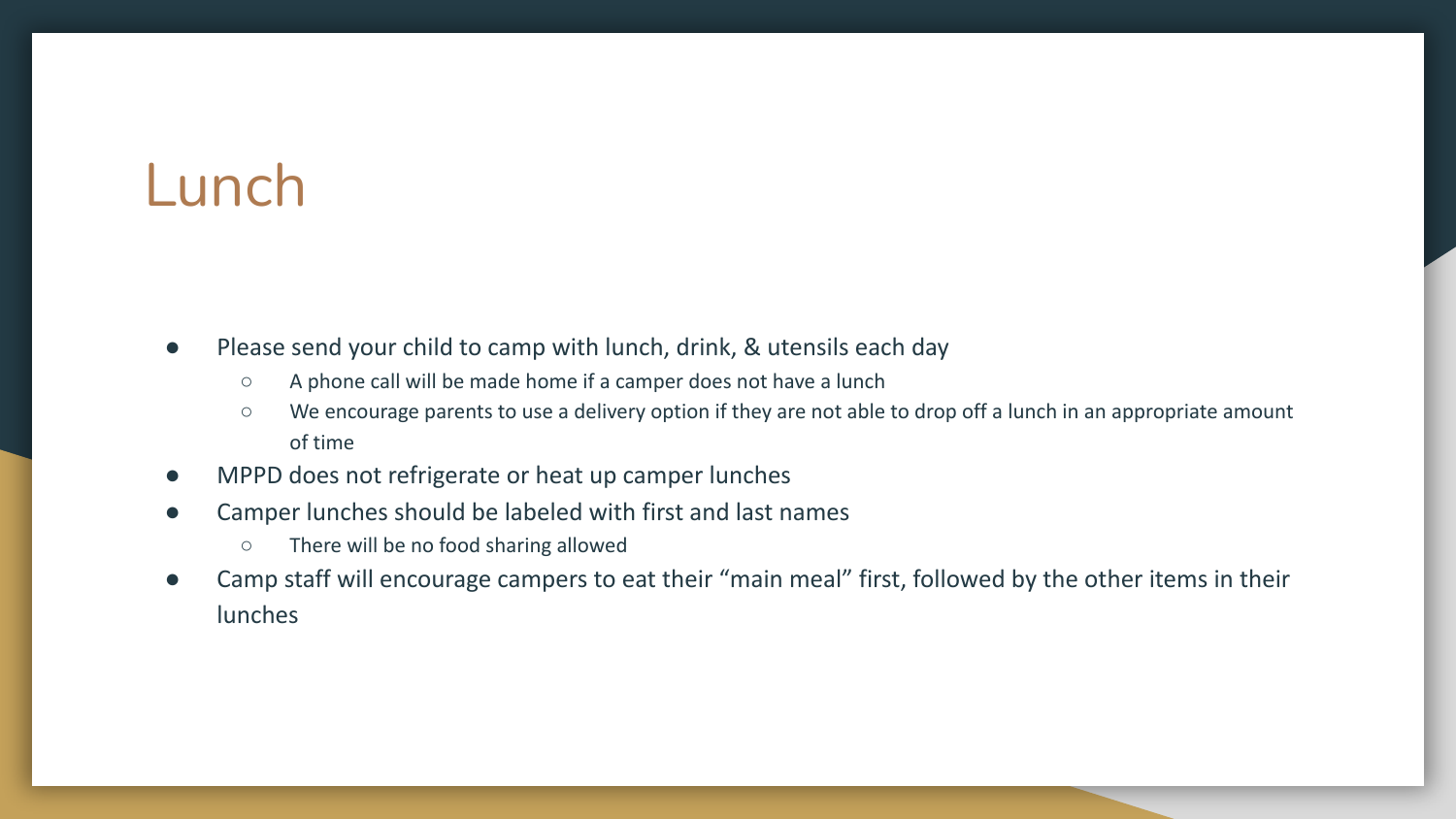# Lunch

- Please send your child to camp with lunch, drink, & utensils each day
  - A phone call will be made home if a camper does not have a lunch
  - We encourage parents to use a delivery option if they are not able to drop off a lunch in an appropriate amount of time
- MPPD does not refrigerate or heat up camper lunches
- Camper lunches should be labeled with first and last names
  - There will be no food sharing allowed
- Camp staff will encourage campers to eat their "main meal" first, followed by the other items in their lunches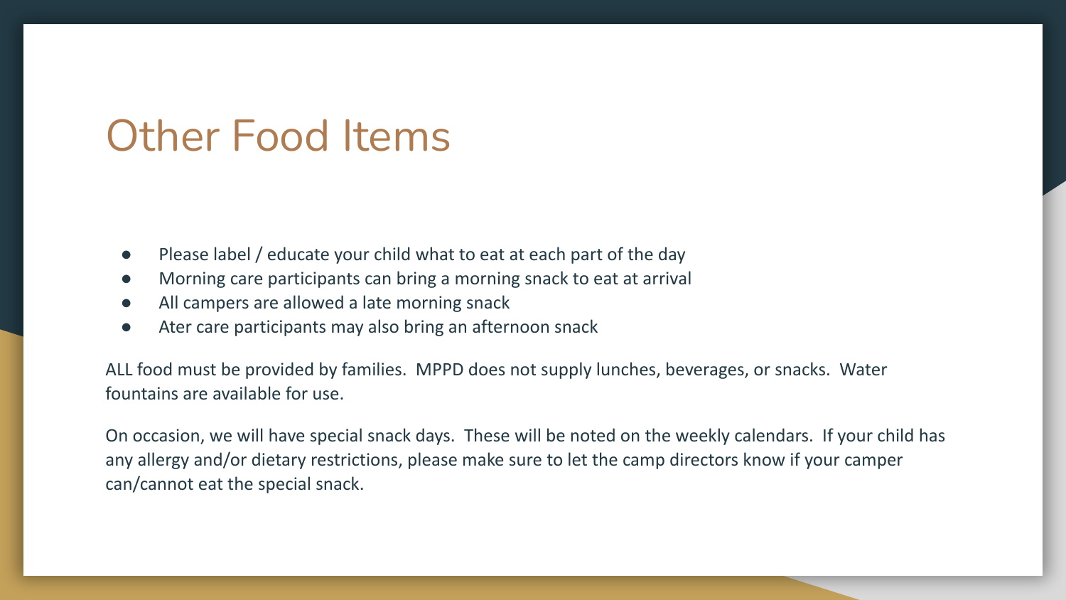# Other Food Items

- Please label / educate your child what to eat at each part of the day
- Morning care participants can bring a morning snack to eat at arrival
- All campers are allowed a late morning snack
- Ater care participants may also bring an afternoon snack

ALL food must be provided by families. MPPD does not supply lunches, beverages, or snacks. Water fountains are available for use.

On occasion, we will have special snack days. These will be noted on the weekly calendars. If your child has any allergy and/or dietary restrictions, please make sure to let the camp directors know if your camper can/cannot eat the special snack.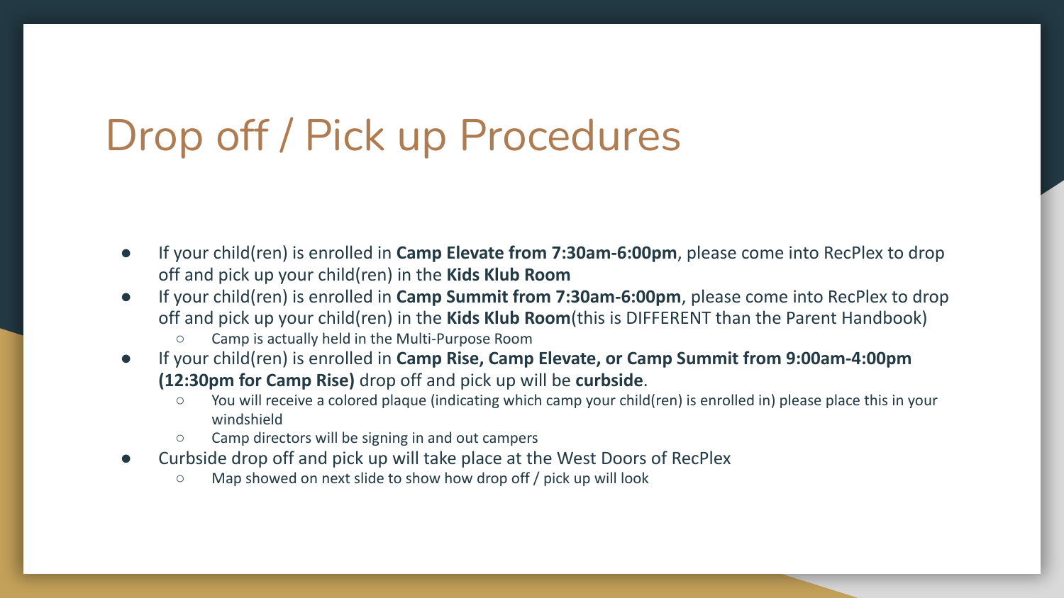# Drop off / Pick up Procedures

- If your child(ren) is enrolled in **Camp Elevate from 7:30am-6:00pm**, please come into RecPlex to drop off and pick up your child(ren) in the **Kids Klub Room**
- If your child(ren) is enrolled in **Camp Summit from 7:30am-6:00pm**, please come into RecPlex to drop off and pick up your child(ren) in the **Kids Klub Room**(this is DIFFERENT than the Parent Handbook)
  - Camp is actually held in the Multi-Purpose Room
- If your child(ren) is enrolled in **Camp Rise, Camp Elevate, or Camp Summit from 9:00am-4:00pm (12:30pm for Camp Rise)** drop off and pick up will be **curbside**.
  - You will receive a colored plaque (indicating which camp your child(ren) is enrolled in) please place this in your windshield
  - Camp directors will be signing in and out campers
- Curbside drop off and pick up will take place at the West Doors of RecPlex
  - Map showed on next slide to show how drop off / pick up will look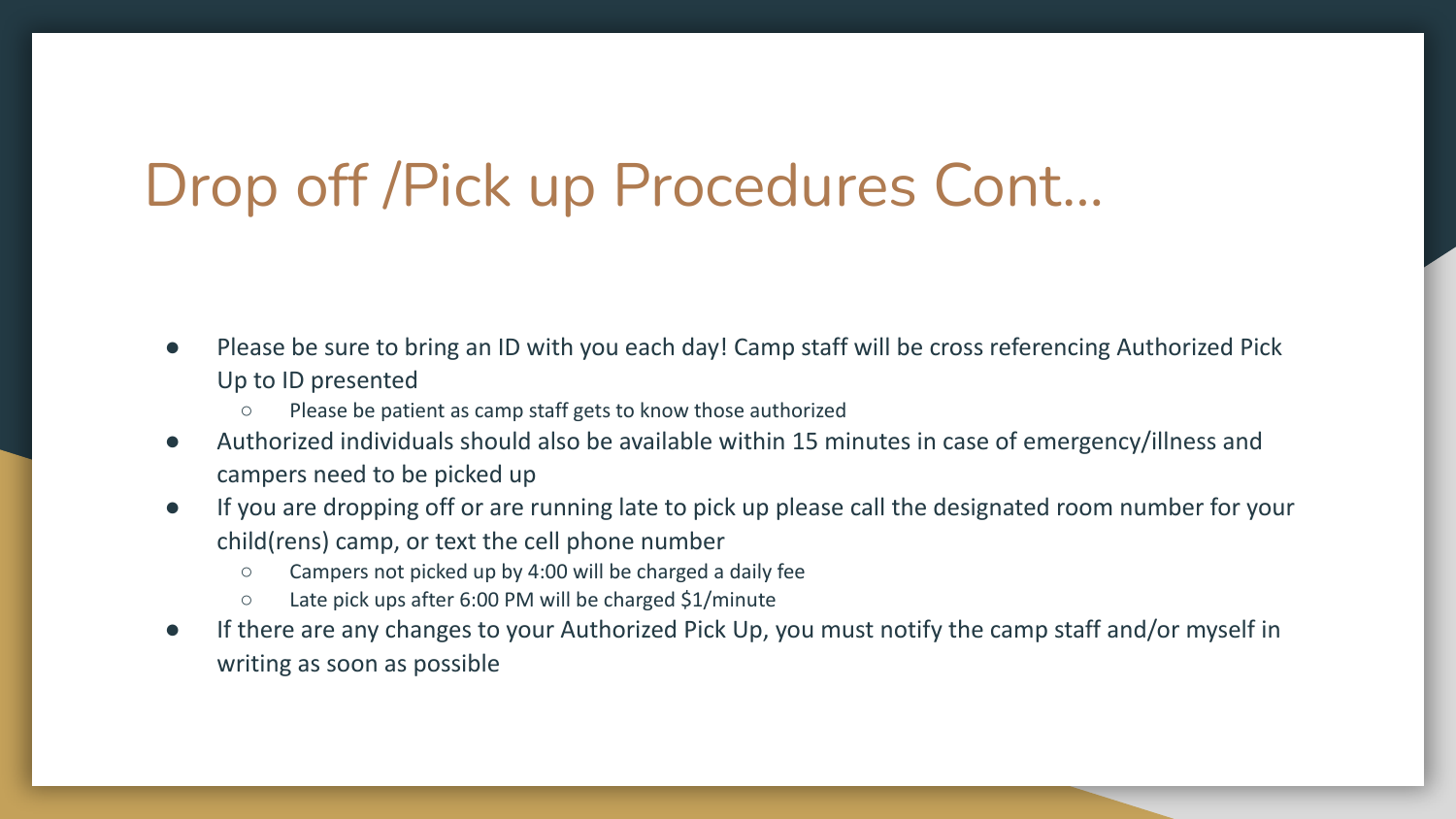# Drop off /Pick up Procedures Cont…

- Please be sure to bring an ID with you each day! Camp staff will be cross referencing Authorized Pick Up to ID presented
  - Please be patient as camp staff gets to know those authorized
- Authorized individuals should also be available within 15 minutes in case of emergency/illness and campers need to be picked up
- If you are dropping off or are running late to pick up please call the designated room number for your child(rens) camp, or text the cell phone number
  - Campers not picked up by 4:00 will be charged a daily fee
  - Late pick ups after 6:00 PM will be charged $1/minute
- If there are any changes to your Authorized Pick Up, you must notify the camp staff and/or myself in writing as soon as possible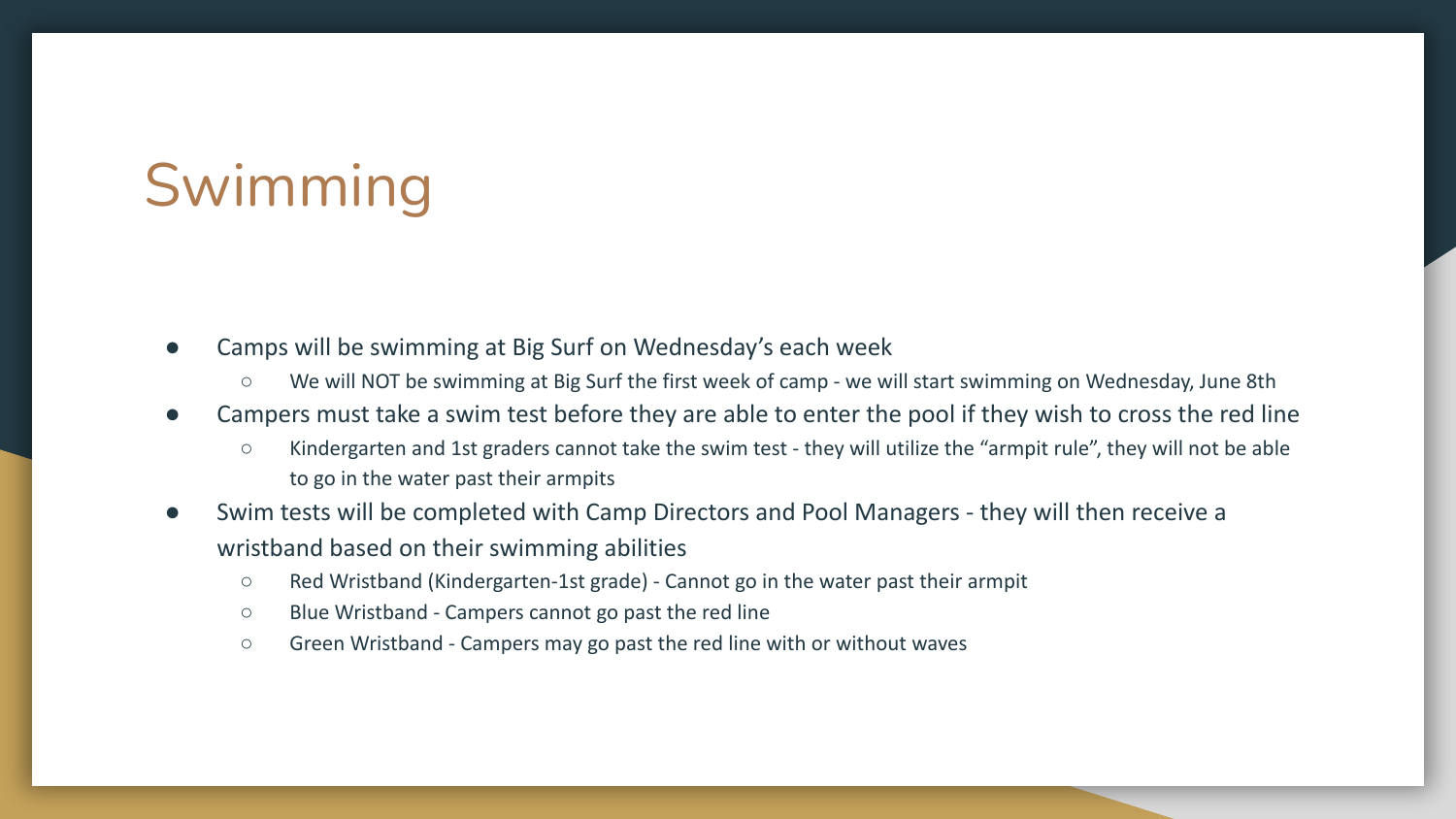# Swimming

- Camps will be swimming at Big Surf on Wednesday's each week
  - We will NOT be swimming at Big Surf the first week of camp - we will start swimming on Wednesday, June 8th
- Campers must take a swim test before they are able to enter the pool if they wish to cross the red line
  - Kindergarten and 1st graders cannot take the swim test - they will utilize the "armpit rule", they will not be able to go in the water past their armpits
- Swim tests will be completed with Camp Directors and Pool Managers - they will then receive a wristband based on their swimming abilities
  - Red Wristband (Kindergarten-1st grade) - Cannot go in the water past their armpit
  - Blue Wristband - Campers cannot go past the red line
  - Green Wristband - Campers may go past the red line with or without waves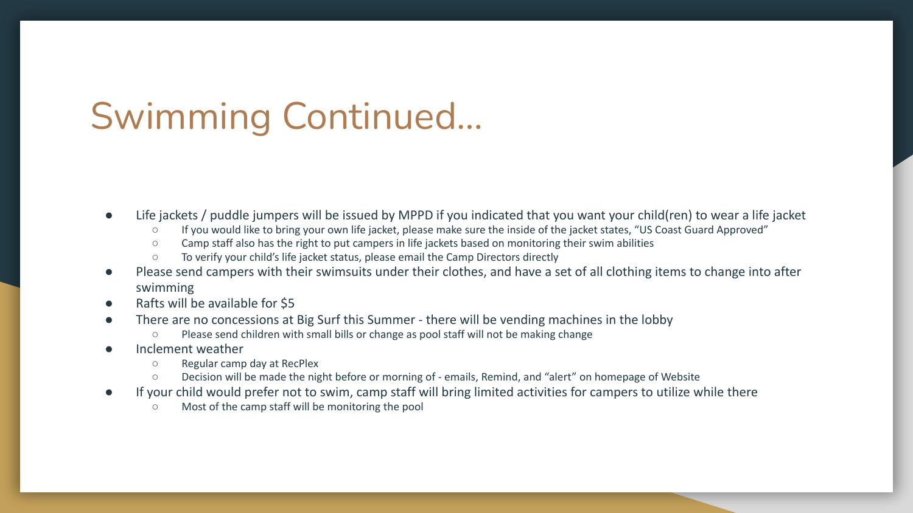# Swimming Continued…

- Life jackets / puddle jumpers will be issued by MPPD if you indicated that you want your child(ren) to wear a life jacket
  - If you would like to bring your own life jacket, please make sure the inside of the jacket states, "US Coast Guard Approved"
  - Camp staff also has the right to put campers in life jackets based on monitoring their swim abilities
  - To verify your child's life jacket status, please email the Camp Directors directly
- Please send campers with their swimsuits under their clothes, and have a set of all clothing items to change into after swimming
- Rafts will be available for $5
- There are no concessions at Big Surf this Summer - there will be vending machines in the lobby
  - Please send children with small bills or change as pool staff will not be making change
- Inclement weather
  - Regular camp day at RecPlex
  - Decision will be made the night before or morning of - emails, Remind, and "alert" on homepage of Website
- If your child would prefer not to swim, camp staff will bring limited activities for campers to utilize while there
  - Most of the camp staff will be monitoring the pool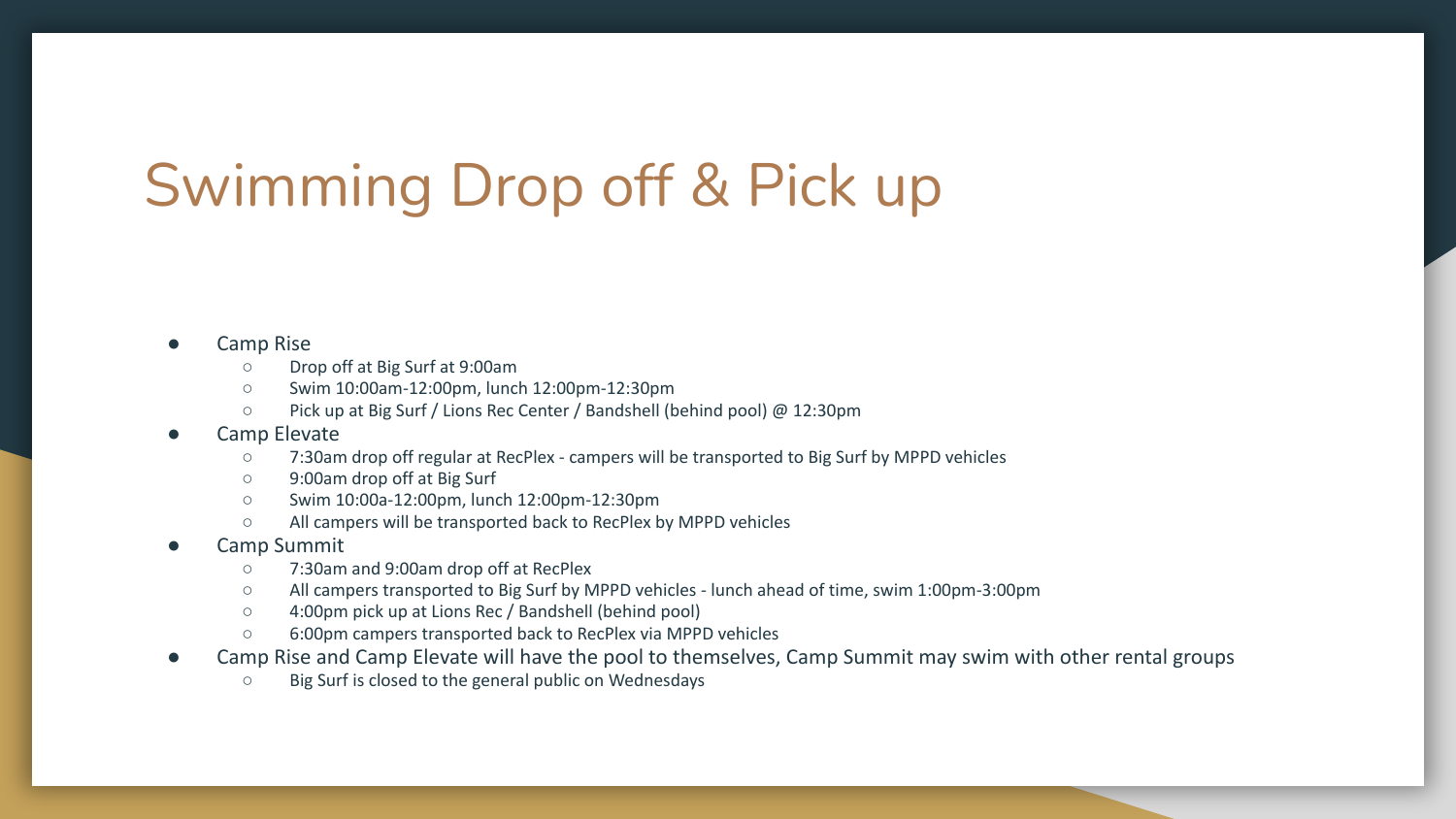# Swimming Drop off & Pick up

- Camp Rise
  - Drop off at Big Surf at 9:00am
  - Swim 10:00am-12:00pm, lunch 12:00pm-12:30pm
  - Pick up at Big Surf / Lions Rec Center / Bandshell (behind pool) @ 12:30pm
- Camp Elevate
  - 7:30am drop off regular at RecPlex - campers will be transported to Big Surf by MPPD vehicles
  - 9:00am drop off at Big Surf
  - Swim 10:00a-12:00pm, lunch 12:00pm-12:30pm
  - All campers will be transported back to RecPlex by MPPD vehicles
- Camp Summit
  - 7:30am and 9:00am drop off at RecPlex
  - All campers transported to Big Surf by MPPD vehicles - lunch ahead of time, swim 1:00pm-3:00pm
  - 4:00pm pick up at Lions Rec / Bandshell (behind pool)
  - 6:00pm campers transported back to RecPlex via MPPD vehicles
- Camp Rise and Camp Elevate will have the pool to themselves, Camp Summit may swim with other rental groups
  - Big Surf is closed to the general public on Wednesdays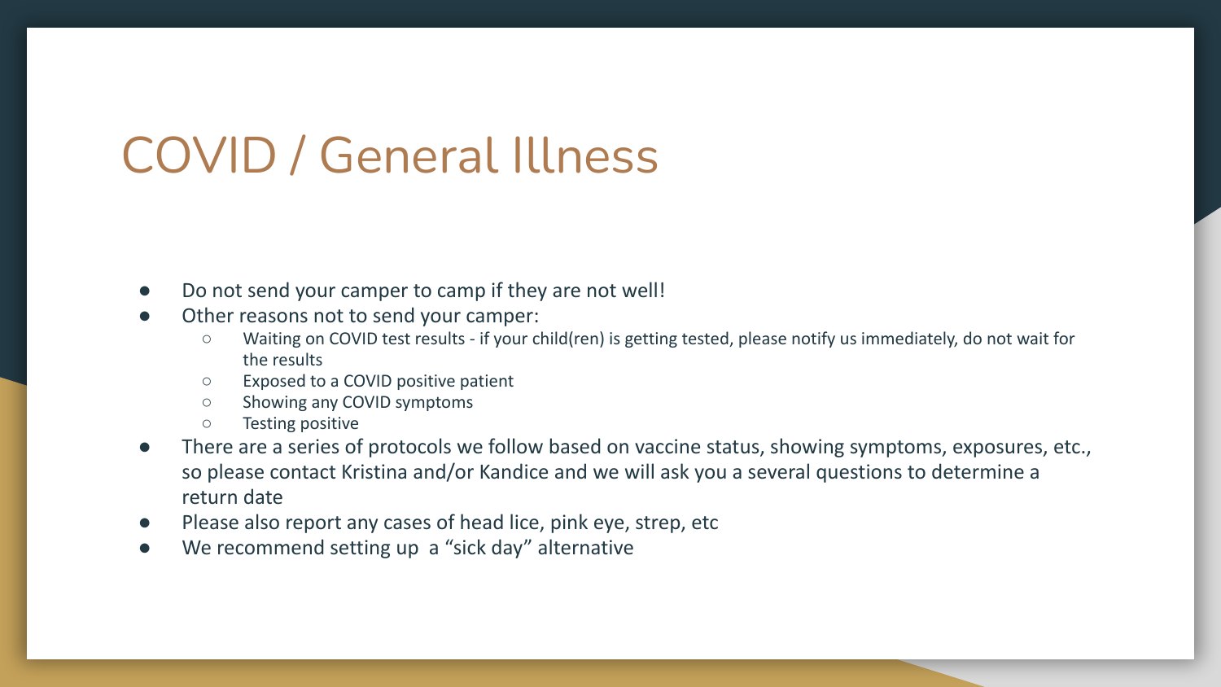# COVID / General Illness

- Do not send your camper to camp if they are not well!
- Other reasons not to send your camper:
  - Waiting on COVID test results - if your child(ren) is getting tested, please notify us immediately, do not wait for the results
  - Exposed to a COVID positive patient
  - Showing any COVID symptoms
  - Testing positive
- There are a series of protocols we follow based on vaccine status, showing symptoms, exposures, etc., so please contact Kristina and/or Kandice and we will ask you a several questions to determine a return date
- Please also report any cases of head lice, pink eye, strep, etc
- We recommend setting up a "sick day" alternative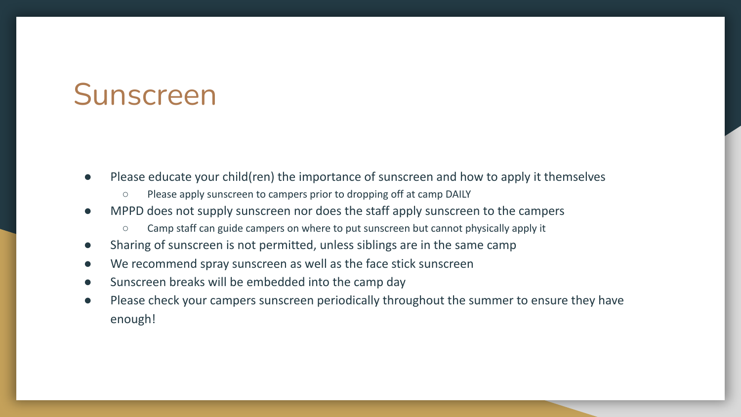# Sunscreen

- Please educate your child(ren) the importance of sunscreen and how to apply it themselves
  - Please apply sunscreen to campers prior to dropping off at camp DAILY
- MPPD does not supply sunscreen nor does the staff apply sunscreen to the campers
  - Camp staff can guide campers on where to put sunscreen but cannot physically apply it
- Sharing of sunscreen is not permitted, unless siblings are in the same camp
- We recommend spray sunscreen as well as the face stick sunscreen
- Sunscreen breaks will be embedded into the camp day
- Please check your campers sunscreen periodically throughout the summer to ensure they have enough!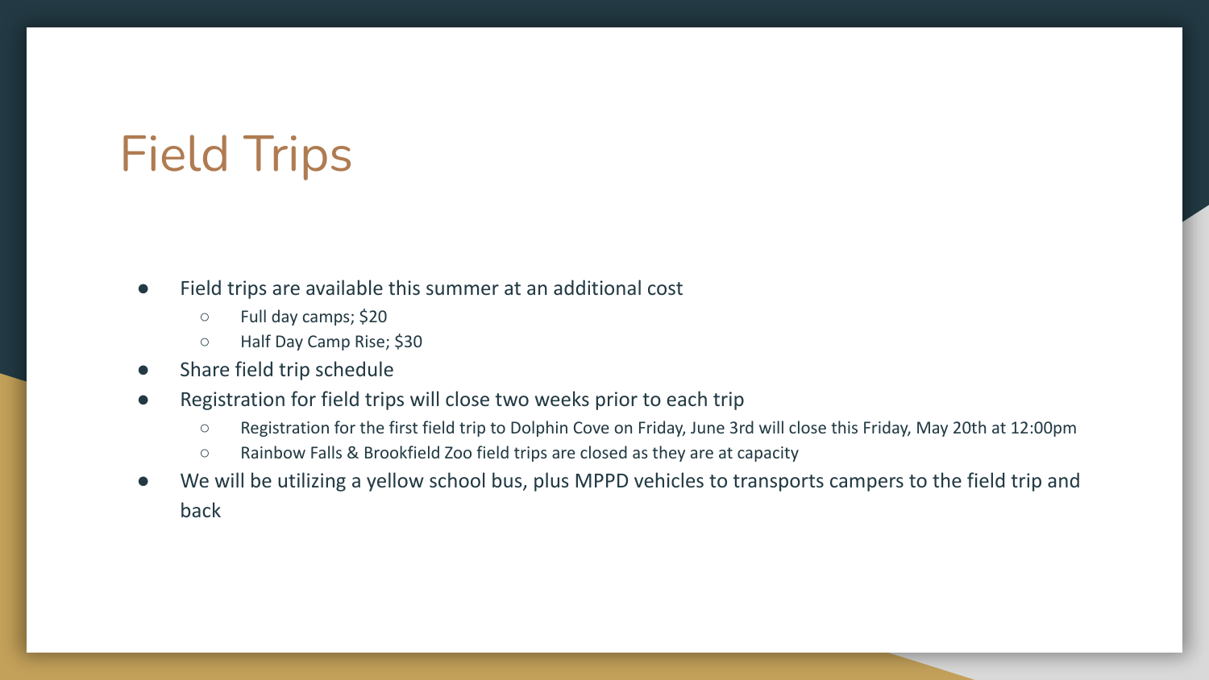# Field Trips

- Field trips are available this summer at an additional cost
  - Full day camps; $20
  - Half Day Camp Rise; $30
- Share field trip schedule
- Registration for field trips will close two weeks prior to each trip
  - Registration for the first field trip to Dolphin Cove on Friday, June 3rd will close this Friday, May 20th at 12:00pm
  - Rainbow Falls & Brookfield Zoo field trips are closed as they are at capacity
- We will be utilizing a yellow school bus, plus MPPD vehicles to transports campers to the field trip and back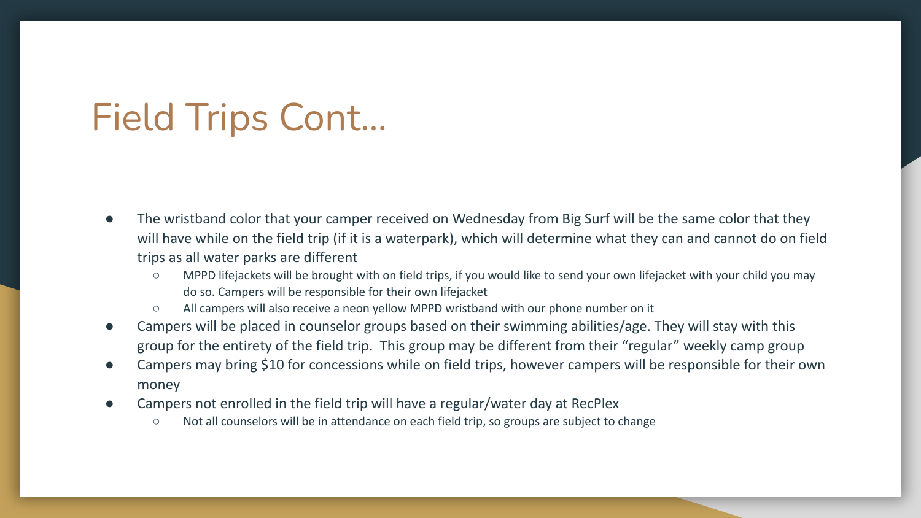# Field Trips Cont…

- The wristband color that your camper received on Wednesday from Big Surf will be the same color that they will have while on the field trip (if it is a waterpark), which will determine what they can and cannot do on field trips as all water parks are different
  - MPPD lifejackets will be brought with on field trips, if you would like to send your own lifejacket with your child you may do so. Campers will be responsible for their own lifejacket
  - All campers will also receive a neon yellow MPPD wristband with our phone number on it
- Campers will be placed in counselor groups based on their swimming abilities/age. They will stay with this group for the entirety of the field trip. This group may be different from their "regular" weekly camp group
- Campers may bring $10 for concessions while on field trips, however campers will be responsible for their own money
- Campers not enrolled in the field trip will have a regular/water day at RecPlex
  - Not all counselors will be in attendance on each field trip, so groups are subject to change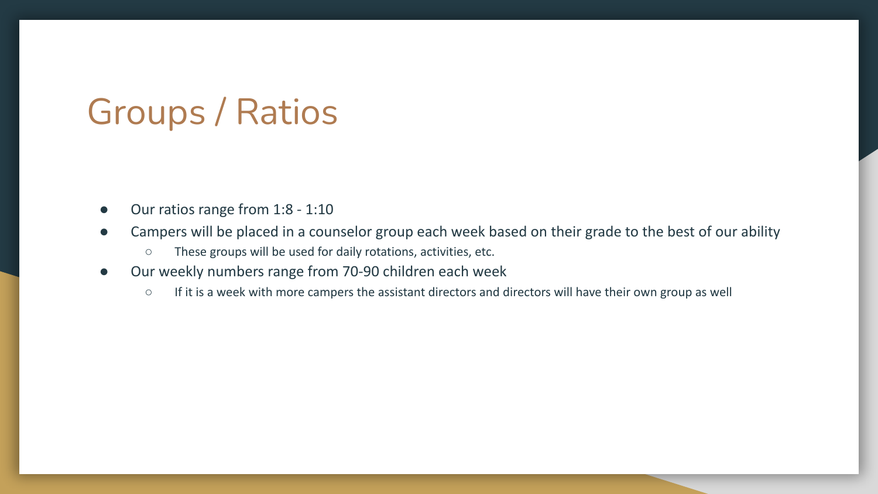# Groups / Ratios

- Our ratios range from 1:8 - 1:10
- Campers will be placed in a counselor group each week based on their grade to the best of our ability
  - These groups will be used for daily rotations, activities, etc.
- Our weekly numbers range from 70-90 children each week
  - If it is a week with more campers the assistant directors and directors will have their own group as well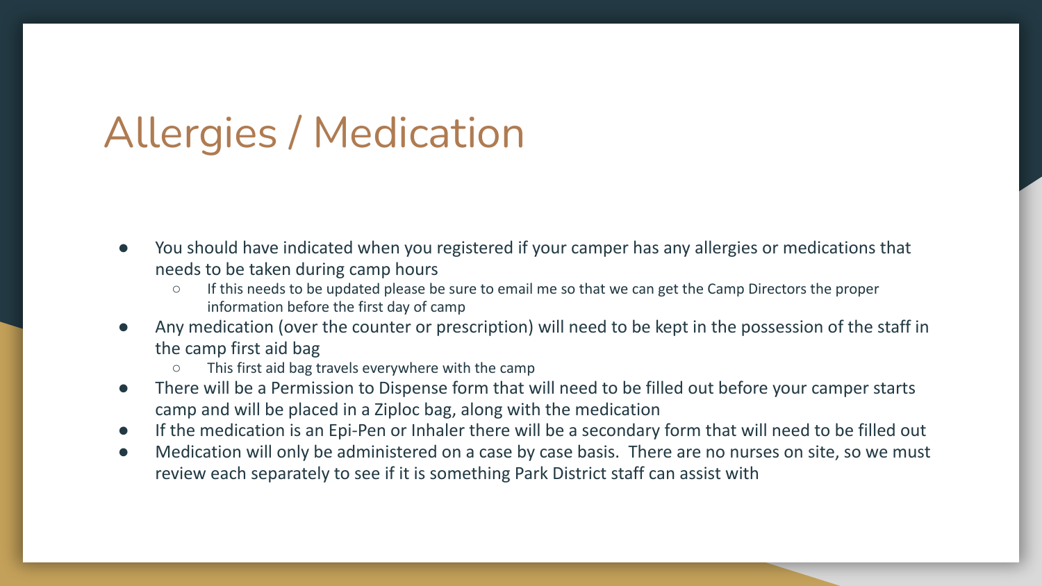# Allergies / Medication

- You should have indicated when you registered if your camper has any allergies or medications that needs to be taken during camp hours
  - If this needs to be updated please be sure to email me so that we can get the Camp Directors the proper information before the first day of camp
- Any medication (over the counter or prescription) will need to be kept in the possession of the staff in the camp first aid bag
  - This first aid bag travels everywhere with the camp
- There will be a Permission to Dispense form that will need to be filled out before your camper starts camp and will be placed in a Ziploc bag, along with the medication
- If the medication is an Epi-Pen or Inhaler there will be a secondary form that will need to be filled out
- Medication will only be administered on a case by case basis. There are no nurses on site, so we must review each separately to see if it is something Park District staff can assist with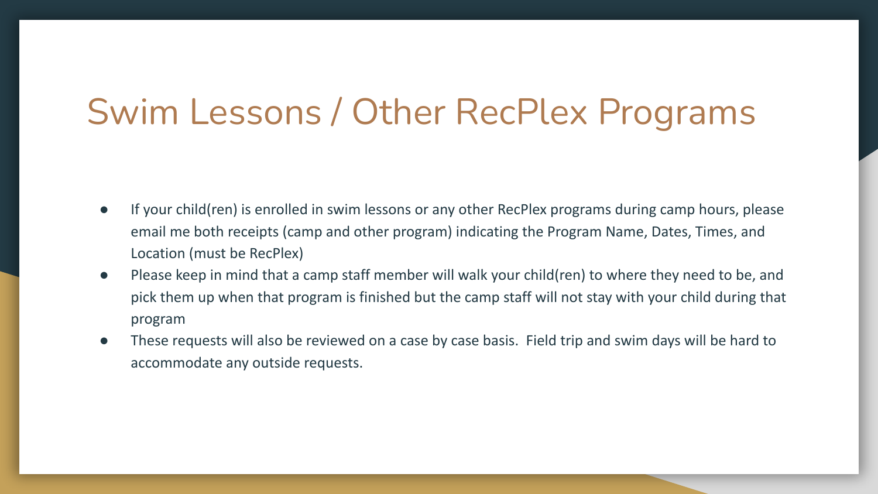# Swim Lessons / Other RecPlex Programs

- If your child(ren) is enrolled in swim lessons or any other RecPlex programs during camp hours, please email me both receipts (camp and other program) indicating the Program Name, Dates, Times, and Location (must be RecPlex)
- Please keep in mind that a camp staff member will walk your child(ren) to where they need to be, and pick them up when that program is finished but the camp staff will not stay with your child during that program
- These requests will also be reviewed on a case by case basis. Field trip and swim days will be hard to accommodate any outside requests.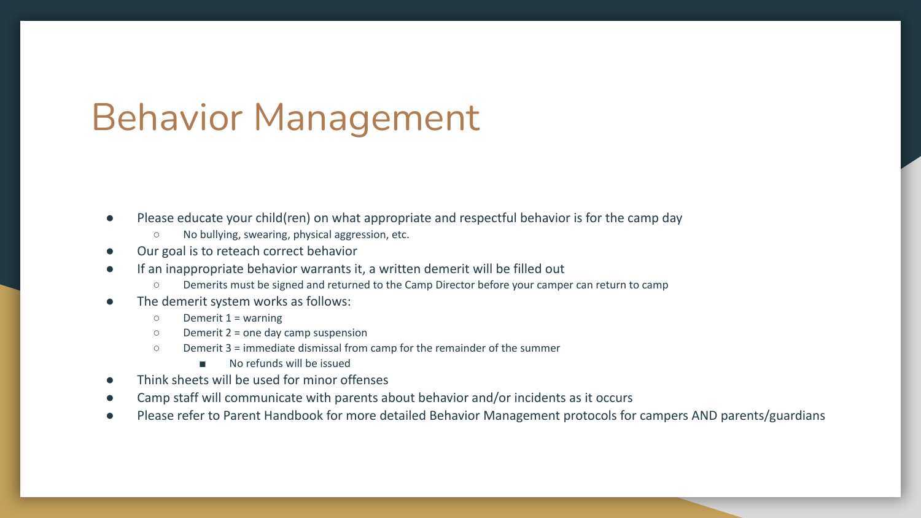# Behavior Management

- Please educate your child(ren) on what appropriate and respectful behavior is for the camp day
  - No bullying, swearing, physical aggression, etc.
- Our goal is to reteach correct behavior
- If an inappropriate behavior warrants it, a written demerit will be filled out
  - Demerits must be signed and returned to the Camp Director before your camper can return to camp
- The demerit system works as follows:
  - Demerit 1 = warning
  - Demerit 2 = one day camp suspension
  - Demerit 3 = immediate dismissal from camp for the remainder of the summer
    - No refunds will be issued
- Think sheets will be used for minor offenses
- Camp staff will communicate with parents about behavior and/or incidents as it occurs
- Please refer to Parent Handbook for more detailed Behavior Management protocols for campers AND parents/guardians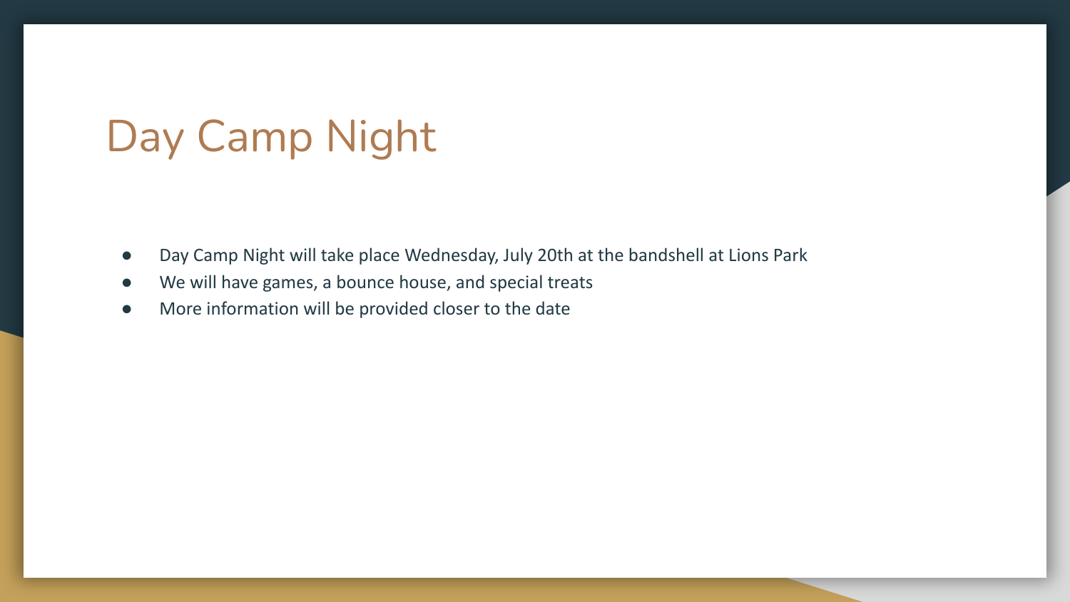# Day Camp Night

- Day Camp Night will take place Wednesday, July 20th at the bandshell at Lions Park
- We will have games, a bounce house, and special treats
- More information will be provided closer to the date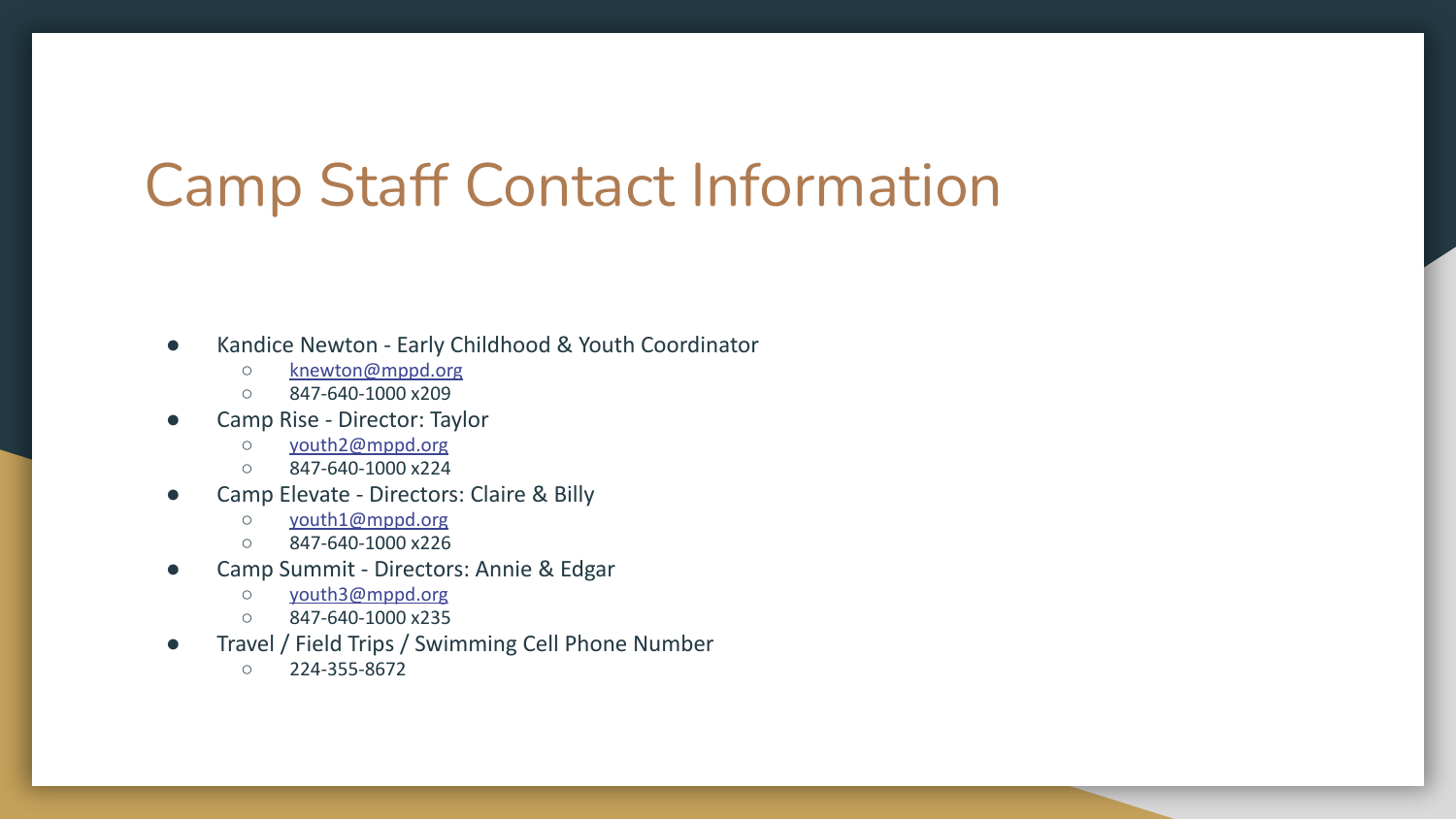# Camp Staff Contact Information

- Kandice Newton - Early Childhood & Youth Coordinator
  - knewton@mppd.org
  - 847-640-1000 x209
- Camp Rise - Director: Taylor
  - youth2@mppd.org
  - 847-640-1000 x224
- Camp Elevate - Directors: Claire & Billy
  - youth1@mppd.org
  - 847-640-1000 x226
- Camp Summit - Directors: Annie & Edgar
  - youth3@mppd.org
  - 847-640-1000 x235
- Travel / Field Trips / Swimming Cell Phone Number
  - 224-355-8672